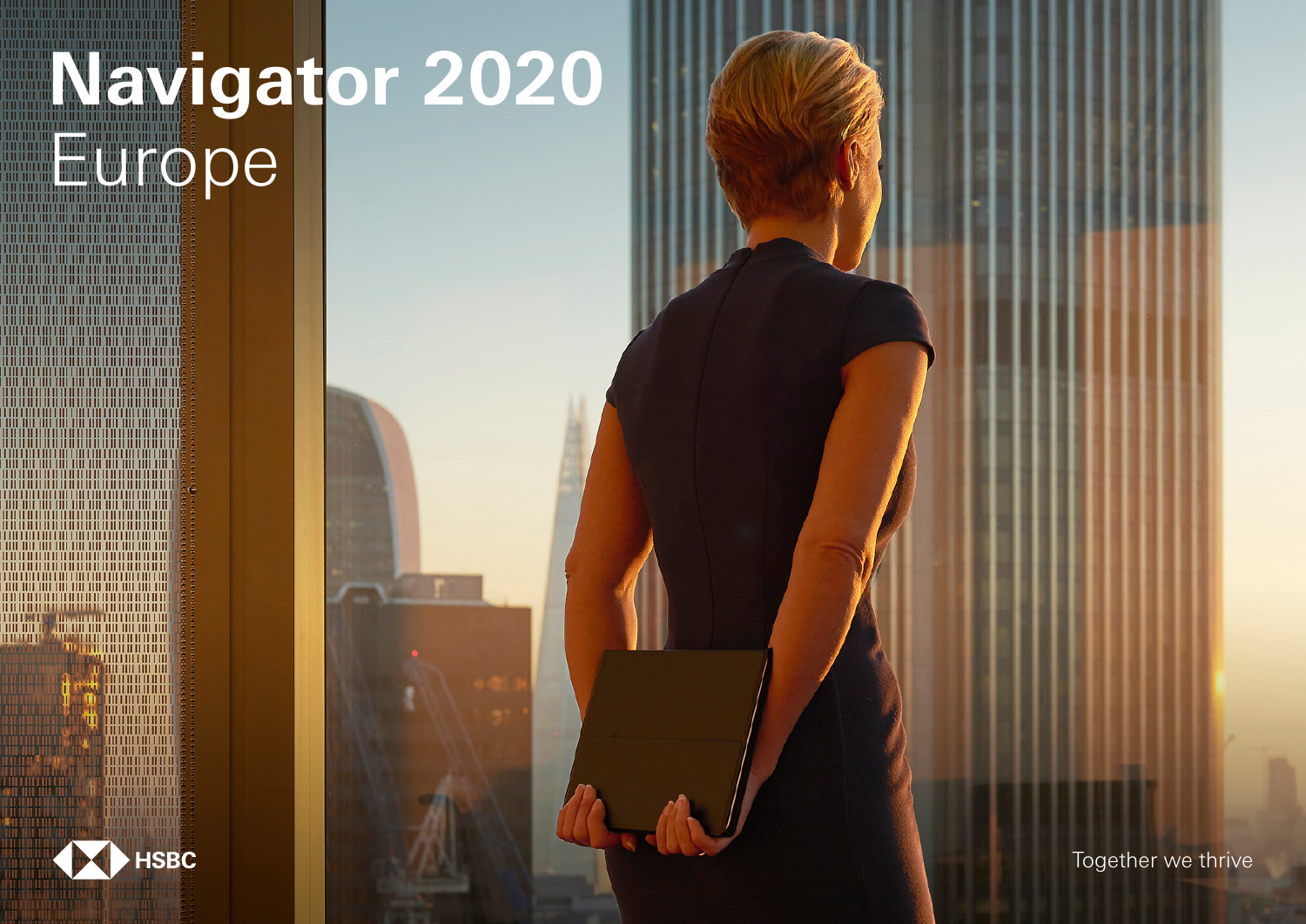# Navigator 2020

## Europe

HSBC

Together we thrive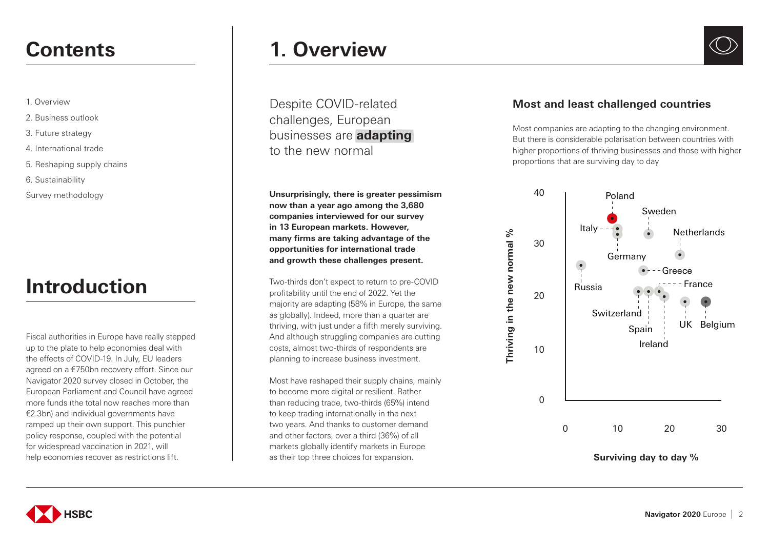# Contents

1. Overview
2. Business outlook
3. Future strategy
4. International trade
5. Reshaping supply chains
6. Sustainability

Survey methodology

# Introduction

Fiscal authorities in Europe have really stepped up to the plate to help economies deal with the effects of COVID-19. In July, EU leaders agreed on a €750bn recovery effort. Since our Navigator 2020 survey closed in October, the European Parliament and Council have agreed more funds (the total now reaches more than €2.3bn) and individual governments have ramped up their own support. This punchier policy response, coupled with the potential for widespread vaccination in 2021, will help economies recover as restrictions lift.

# 1. Overview

Despite COVID-related challenges, European businesses are **adapting** to the new normal

**Unsurprisingly, there is greater pessimism now than a year ago among the 3,680 companies interviewed for our survey in 13 European markets. However, many firms are taking advantage of the opportunities for international trade and growth these challenges present.**

Two-thirds don't expect to return to pre-COVID profitability until the end of 2022. Yet the majority are adapting (58% in Europe, the same as globally). Indeed, more than a quarter are thriving, with just under a fifth merely surviving. And although struggling companies are cutting costs, almost two-thirds of respondents are planning to increase business investment.

Most have reshaped their supply chains, mainly to become more digital or resilient. Rather than reducing trade, two-thirds (65%) intend to keep trading internationally in the next two years. And thanks to customer demand and other factors, over a third (36%) of all markets globally identify markets in Europe as their top three choices for expansion.

### Most and least challenged countries

Most companies are adapting to the changing environment. But there is considerable polarisation between countries with higher proportions of thriving businesses and those with higher proportions that are surviving day to day

Chart: Thriving in the new normal % (y-axis, 0–40) vs Surviving day to day % (x-axis, 0–30). Countries shown: Poland, Sweden, Italy, Netherlands, Germany, Greece, Russia, France, Switzerland, Spain, UK, Belgium, Ireland.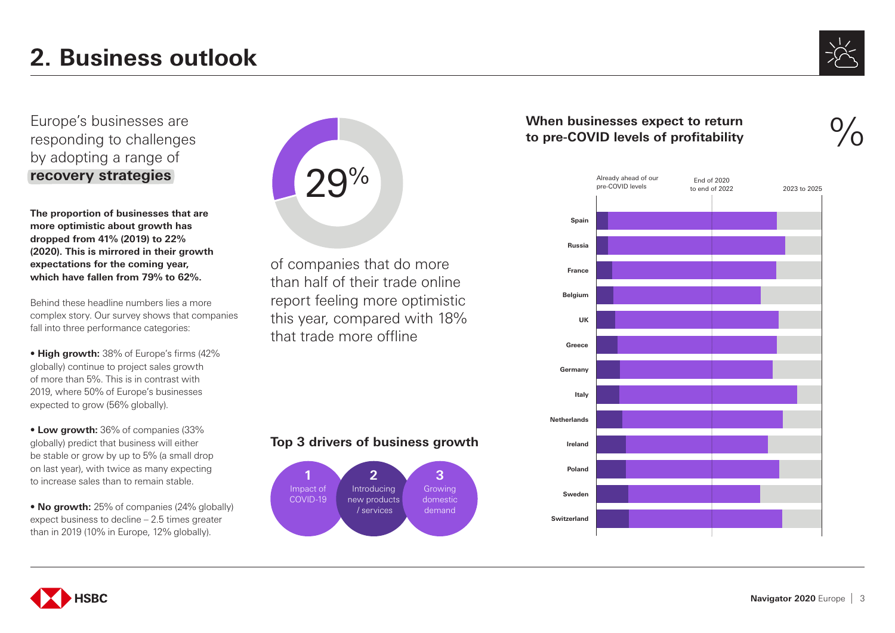# 2. Business outlook

Europe's businesses are responding to challenges by adopting a range of **recovery strategies**

**The proportion of businesses that are more optimistic about growth has dropped from 41% (2019) to 22% (2020). This is mirrored in their growth expectations for the coming year, which have fallen from 79% to 62%.**

Behind these headline numbers lies a more complex story. Our survey shows that companies fall into three performance categories:

- **High growth:** 38% of Europe's firms (42% globally) continue to project sales growth of more than 5%. This is in contrast with 2019, where 50% of Europe's businesses expected to grow (56% globally).
- **Low growth:** 36% of companies (33% globally) predict that business will either be stable or grow by up to 5% (a small drop on last year), with twice as many expecting to increase sales than to remain stable.
- **No growth:** 25% of companies (24% globally) expect business to decline – 2.5 times greater than in 2019 (10% in Europe, 12% globally).

29%

of companies that do more than half of their trade online report feeling more optimistic this year, compared with 18% that trade more offline

### Top 3 drivers of business growth

1. Impact of COVID-19
2. Introducing new products / services
3. Growing domestic demand

### When businesses expect to return to pre-COVID levels of profitability

%

Categories: Already ahead of our pre-COVID levels; End of 2020 to end of 2022; 2023 to 2025

Countries: Spain, Russia, France, Belgium, UK, Greece, Germany, Italy, Netherlands, Ireland, Poland, Sweden, Switzerland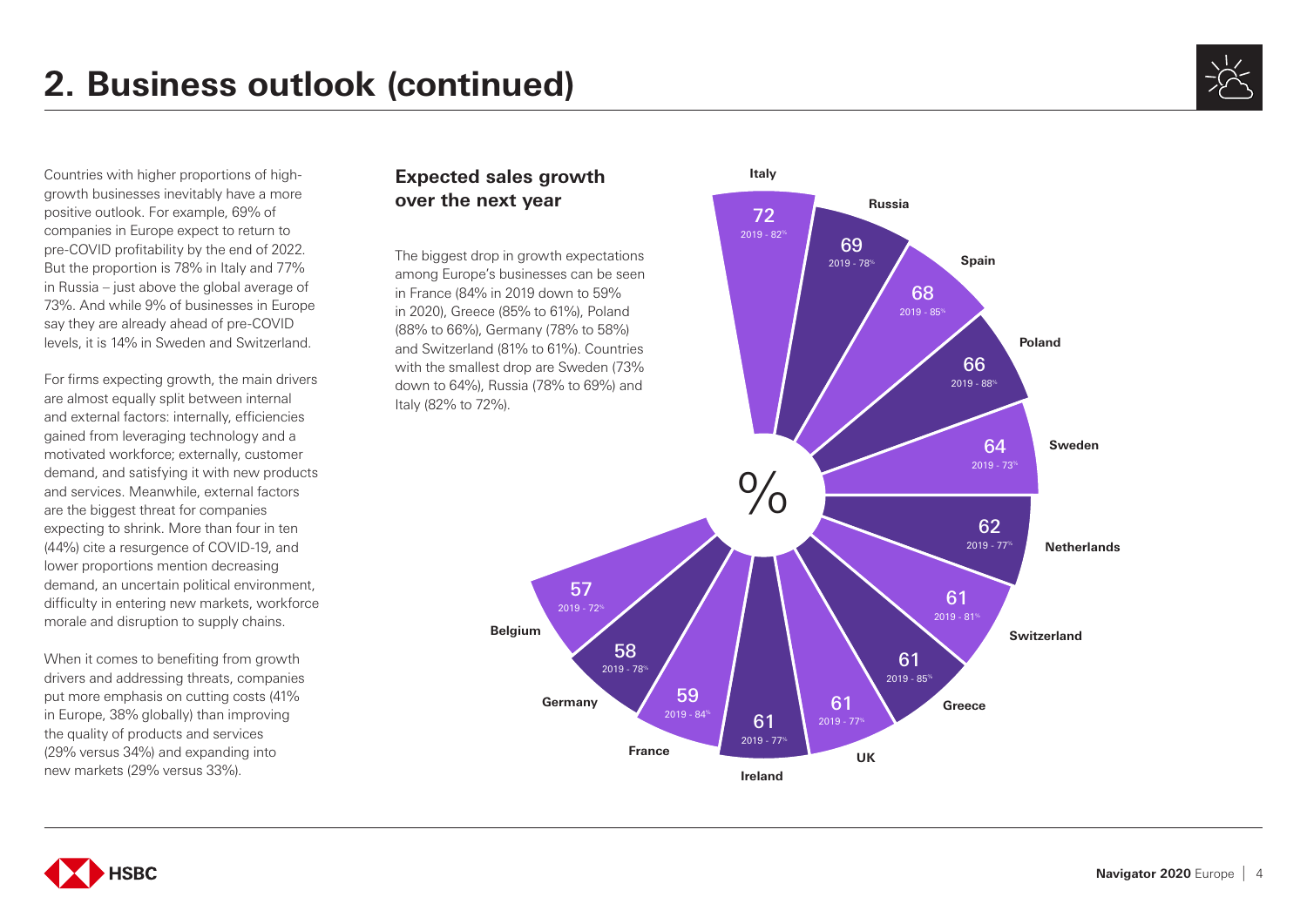# 2. Business outlook (continued)

Countries with higher proportions of high-growth businesses inevitably have a more positive outlook. For example, 69% of companies in Europe expect to return to pre-COVID profitability by the end of 2022. But the proportion is 78% in Italy and 77% in Russia – just above the global average of 73%. And while 9% of businesses in Europe say they are already ahead of pre-COVID levels, it is 14% in Sweden and Switzerland.

For firms expecting growth, the main drivers are almost equally split between internal and external factors: internally, efficiencies gained from leveraging technology and a motivated workforce; externally, customer demand, and satisfying it with new products and services. Meanwhile, external factors are the biggest threat for companies expecting to shrink. More than four in ten (44%) cite a resurgence of COVID-19, and lower proportions mention decreasing demand, an uncertain political environment, difficulty in entering new markets, workforce morale and disruption to supply chains.

When it comes to benefiting from growth drivers and addressing threats, companies put more emphasis on cutting costs (41% in Europe, 38% globally) than improving the quality of products and services (29% versus 34%) and expanding into new markets (29% versus 33%).

## Expected sales growth over the next year

The biggest drop in growth expectations among Europe's businesses can be seen in France (84% in 2019 down to 59% in 2020), Greece (85% to 61%), Poland (88% to 66%), Germany (78% to 58%) and Switzerland (81% to 61%). Countries with the smallest drop are Sweden (73% down to 64%), Russia (78% to 69%) and Italy (82% to 72%).

| Country | 2020 (%) | 2019 (%) |
|---|---|---|
| Italy | 72 | 82 |
| Russia | 69 | 78 |
| Spain | 68 | 85 |
| Poland | 66 | 88 |
| Sweden | 64 | 73 |
| Netherlands | 62 | 77 |
| Switzerland | 61 | 81 |
| Greece | 61 | 85 |
| UK | 61 | 77 |
| Ireland | 61 | 77 |
| France | 59 | 84 |
| Germany | 58 | 78 |
| Belgium | 57 | 72 |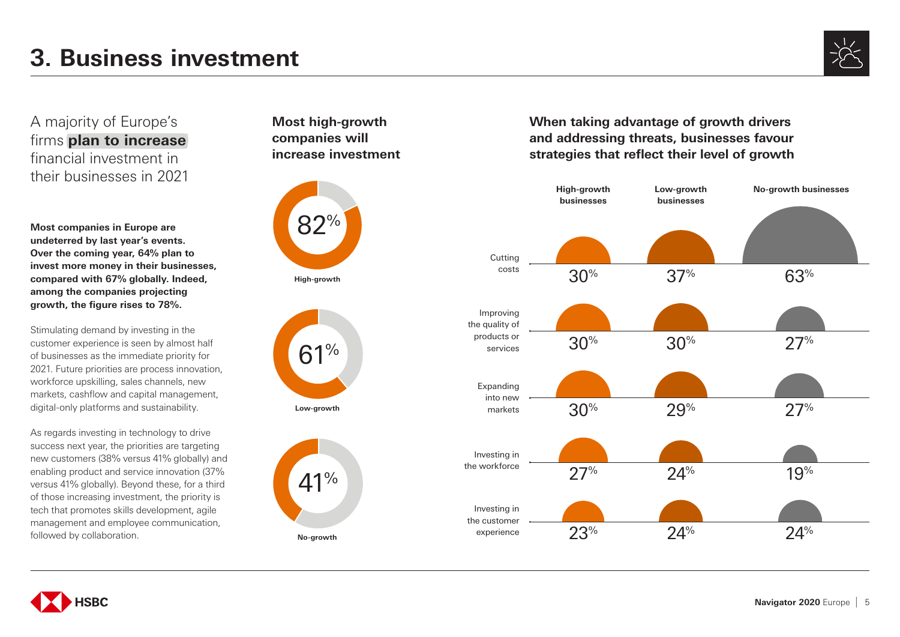# 3. Business investment

A majority of Europe's firms **plan to increase** financial investment in their businesses in 2021

**Most companies in Europe are undeterred by last year's events. Over the coming year, 64% plan to invest more money in their businesses, compared with 67% globally. Indeed, among the companies projecting growth, the figure rises to 78%.**

Stimulating demand by investing in the customer experience is seen by almost half of businesses as the immediate priority for 2021. Future priorities are process innovation, workforce upskilling, sales channels, new markets, cashflow and capital management, digital-only platforms and sustainability.

As regards investing in technology to drive success next year, the priorities are targeting new customers (38% versus 41% globally) and enabling product and service innovation (37% versus 41% globally). Beyond these, for a third of those increasing investment, the priority is tech that promotes skills development, agile management and employee communication, followed by collaboration.

**Most high-growth companies will increase investment**

| | |
|---|---|
| High-growth | 82% |
| Low-growth | 61% |
| No-growth | 41% |

**When taking advantage of growth drivers and addressing threats, businesses favour strategies that reflect their level of growth**

| | High-growth businesses | Low-growth businesses | No-growth businesses |
|---|---|---|---|
| Cutting costs | 30% | 37% | 63% |
| Improving the quality of products or services | 30% | 30% | 27% |
| Expanding into new markets | 30% | 29% | 27% |
| Investing in the workforce | 27% | 24% | 19% |
| Investing in the customer experience | 23% | 24% | 24% |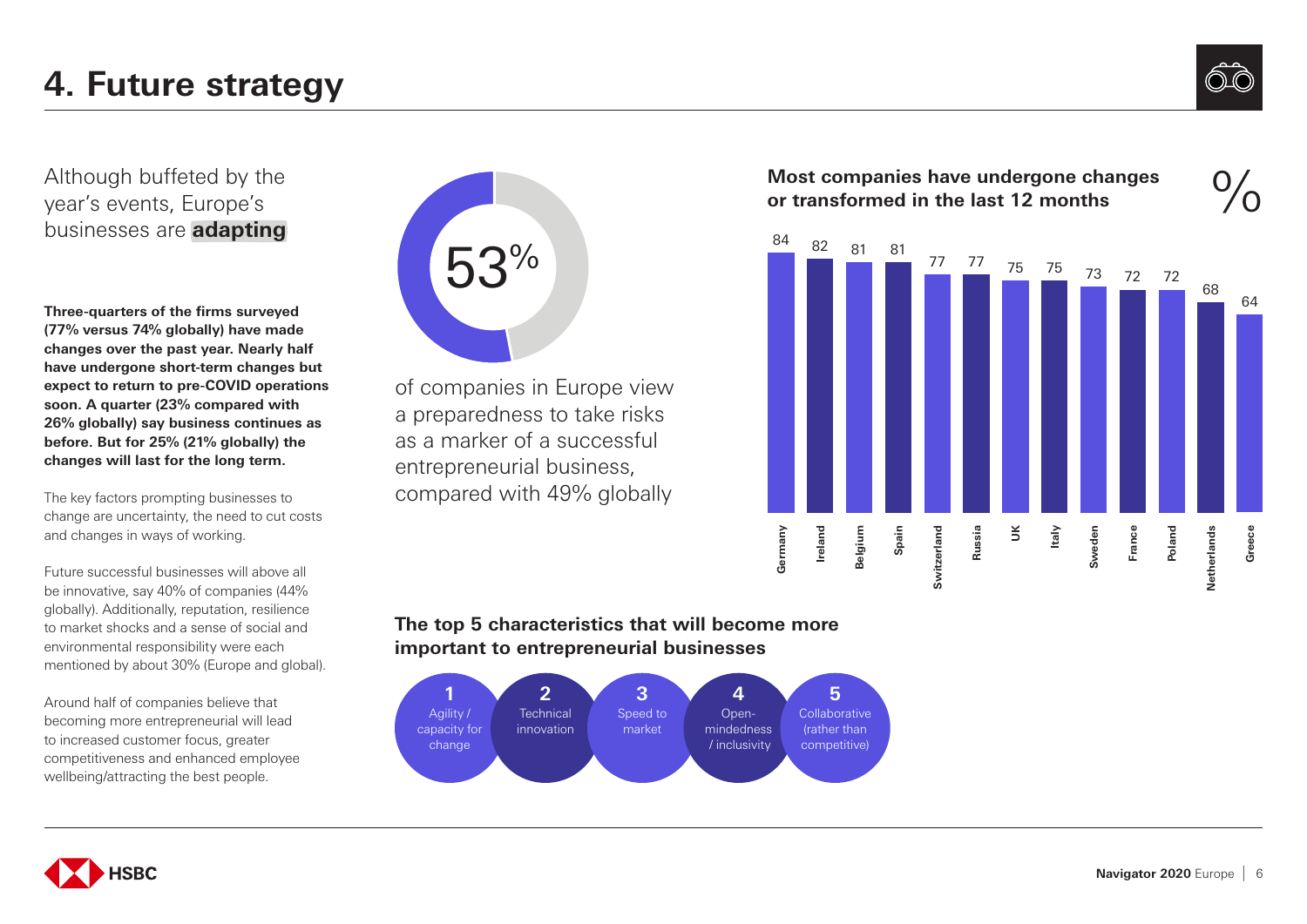# 4. Future strategy

Although buffeted by the year's events, Europe's businesses are **adapting**

**Three-quarters of the firms surveyed (77% versus 74% globally) have made changes over the past year. Nearly half have undergone short-term changes but expect to return to pre-COVID operations soon. A quarter (23% compared with 26% globally) say business continues as before. But for 25% (21% globally) the changes will last for the long term.**

The key factors prompting businesses to change are uncertainty, the need to cut costs and changes in ways of working.

Future successful businesses will above all be innovative, say 40% of companies (44% globally). Additionally, reputation, resilience to market shocks and a sense of social and environmental responsibility were each mentioned by about 30% (Europe and global).

Around half of companies believe that becoming more entrepreneurial will lead to increased customer focus, greater competitiveness and enhanced employee wellbeing/attracting the best people.

**53%** of companies in Europe view a preparedness to take risks as a marker of a successful entrepreneurial business, compared with 49% globally

**Most companies have undergone changes or transformed in the last 12 months** (%)

| Country | % |
|---|---|
| Germany | 84 |
| Ireland | 82 |
| Belgium | 81 |
| Spain | 81 |
| Switzerland | 77 |
| Russia | 77 |
| UK | 75 |
| Italy | 75 |
| Sweden | 73 |
| France | 72 |
| Poland | 72 |
| Netherlands | 68 |
| Greece | 64 |

**The top 5 characteristics that will become more important to entrepreneurial businesses**

1. Agility / capacity for change
2. Technical innovation
3. Speed to market
4. Open-mindedness / inclusivity
5. Collaborative (rather than competitive)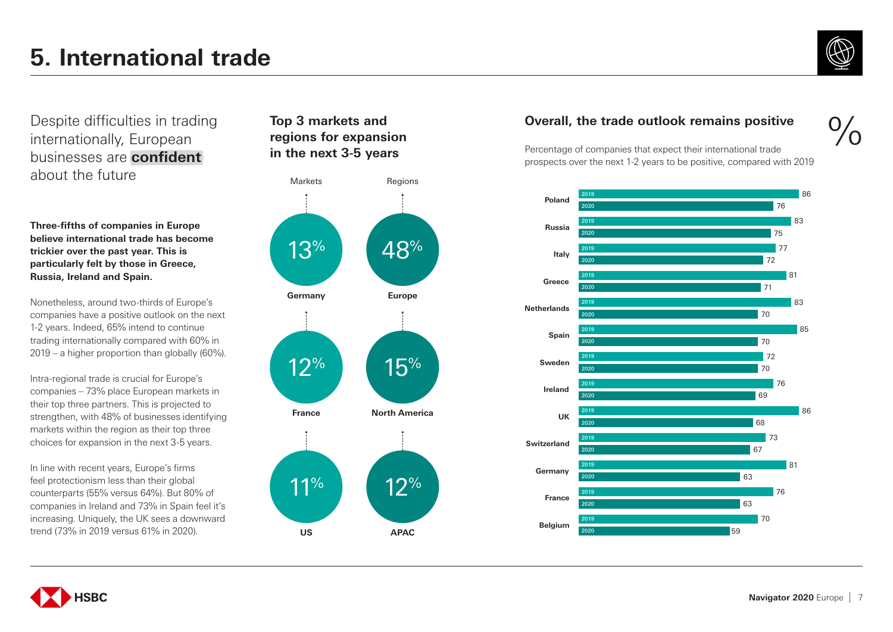# 5. International trade

Despite difficulties in trading internationally, European businesses are **confident** about the future

**Three-fifths of companies in Europe believe international trade has become trickier over the past year. This is particularly felt by those in Greece, Russia, Ireland and Spain.**

Nonetheless, around two-thirds of Europe's companies have a positive outlook on the next 1-2 years. Indeed, 65% intend to continue trading internationally compared with 60% in 2019 – a higher proportion than globally (60%).

Intra-regional trade is crucial for Europe's companies – 73% place European markets in their top three partners. This is projected to strengthen, with 48% of businesses identifying markets within the region as their top three choices for expansion in the next 3-5 years.

In line with recent years, Europe's firms feel protectionism less than their global counterparts (55% versus 64%). But 80% of companies in Ireland and 73% in Spain feel it's increasing. Uniquely, the UK sees a downward trend (73% in 2019 versus 61% in 2020).

## Top 3 markets and regions for expansion in the next 3-5 years

| Markets | | Regions | |
|---|---|---|---|
| Germany | 13% | Europe | 48% |
| France | 12% | North America | 15% |
| US | 11% | APAC | 12% |

## Overall, the trade outlook remains positive

Percentage of companies that expect their international trade prospects over the next 1-2 years to be positive, compared with 2019

| Country | 2019 | 2020 |
|---|---|---|
| Poland | 86 | 76 |
| Russia | 83 | 75 |
| Italy | 77 | 72 |
| Greece | 81 | 71 |
| Netherlands | 83 | 70 |
| Spain | 85 | 70 |
| Sweden | 72 | 70 |
| Ireland | 76 | 69 |
| UK | 86 | 68 |
| Switzerland | 73 | 67 |
| Germany | 81 | 63 |
| France | 76 | 63 |
| Belgium | 70 | 59 |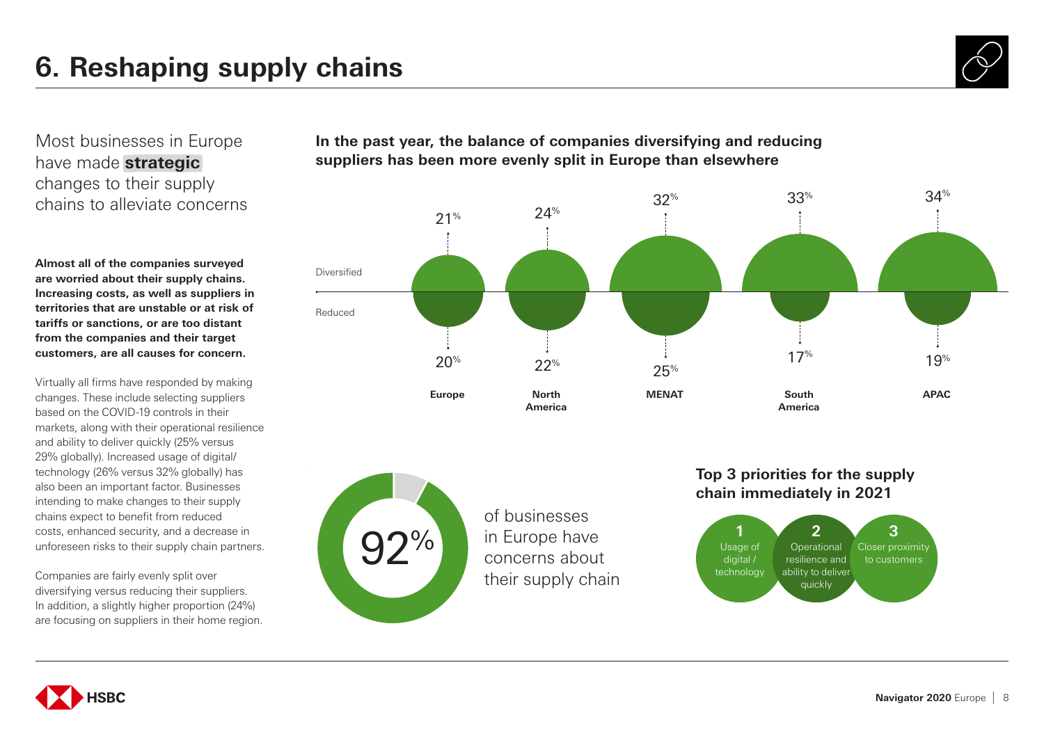# 6. Reshaping supply chains

Most businesses in Europe have made **strategic** changes to their supply chains to alleviate concerns

**Almost all of the companies surveyed are worried about their supply chains. Increasing costs, as well as suppliers in territories that are unstable or at risk of tariffs or sanctions, or are too distant from the companies and their target customers, are all causes for concern.**

Virtually all firms have responded by making changes. These include selecting suppliers based on the COVID-19 controls in their markets, along with their operational resilience and ability to deliver quickly (25% versus 29% globally). Increased usage of digital/ technology (26% versus 32% globally) has also been an important factor. Businesses intending to make changes to their supply chains expect to benefit from reduced costs, enhanced security, and a decrease in unforeseen risks to their supply chain partners.

Companies are fairly evenly split over diversifying versus reducing their suppliers. In addition, a slightly higher proportion (24%) are focusing on suppliers in their home region.

**In the past year, the balance of companies diversifying and reducing suppliers has been more evenly split in Europe than elsewhere**

| | Europe | North America | MENAT | South America | APAC |
|---|---|---|---|---|---|
| Diversified | 21% | 24% | 32% | 33% | 34% |
| Reduced | 20% | 22% | 25% | 17% | 19% |

92% of businesses in Europe have concerns about their supply chain

**Top 3 priorities for the supply chain immediately in 2021**

1. Usage of digital / technology
2. Operational resilience and ability to deliver quickly
3. Closer proximity to customers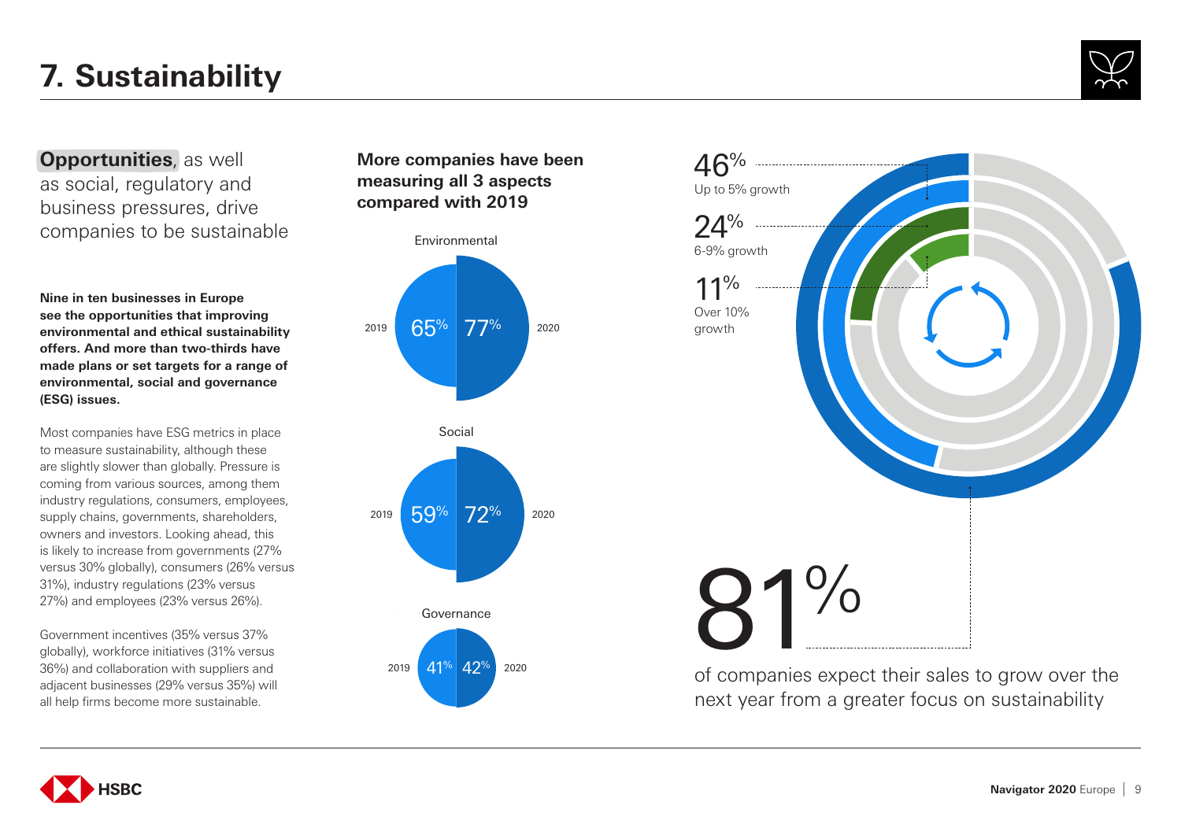# 7. Sustainability

**Opportunities**, as well as social, regulatory and business pressures, drive companies to be sustainable

**Nine in ten businesses in Europe see the opportunities that improving environmental and ethical sustainability offers. And more than two-thirds have made plans or set targets for a range of environmental, social and governance (ESG) issues.**

Most companies have ESG metrics in place to measure sustainability, although these are slightly slower than globally. Pressure is coming from various sources, among them industry regulations, consumers, employees, supply chains, governments, shareholders, owners and investors. Looking ahead, this is likely to increase from governments (27% versus 30% globally), consumers (26% versus 31%), industry regulations (23% versus 27%) and employees (23% versus 26%).

Government incentives (35% versus 37% globally), workforce initiatives (31% versus 36%) and collaboration with suppliers and adjacent businesses (29% versus 35%) will all help firms become more sustainable.

**More companies have been measuring all 3 aspects compared with 2019**

| | 2019 | 2020 |
|---|---|---|
| Environmental | 65% | 77% |
| Social | 59% | 72% |
| Governance | 41% | 42% |

46% Up to 5% growth

24% 6-9% growth

11% Over 10% growth

81% of companies expect their sales to grow over the next year from a greater focus on sustainability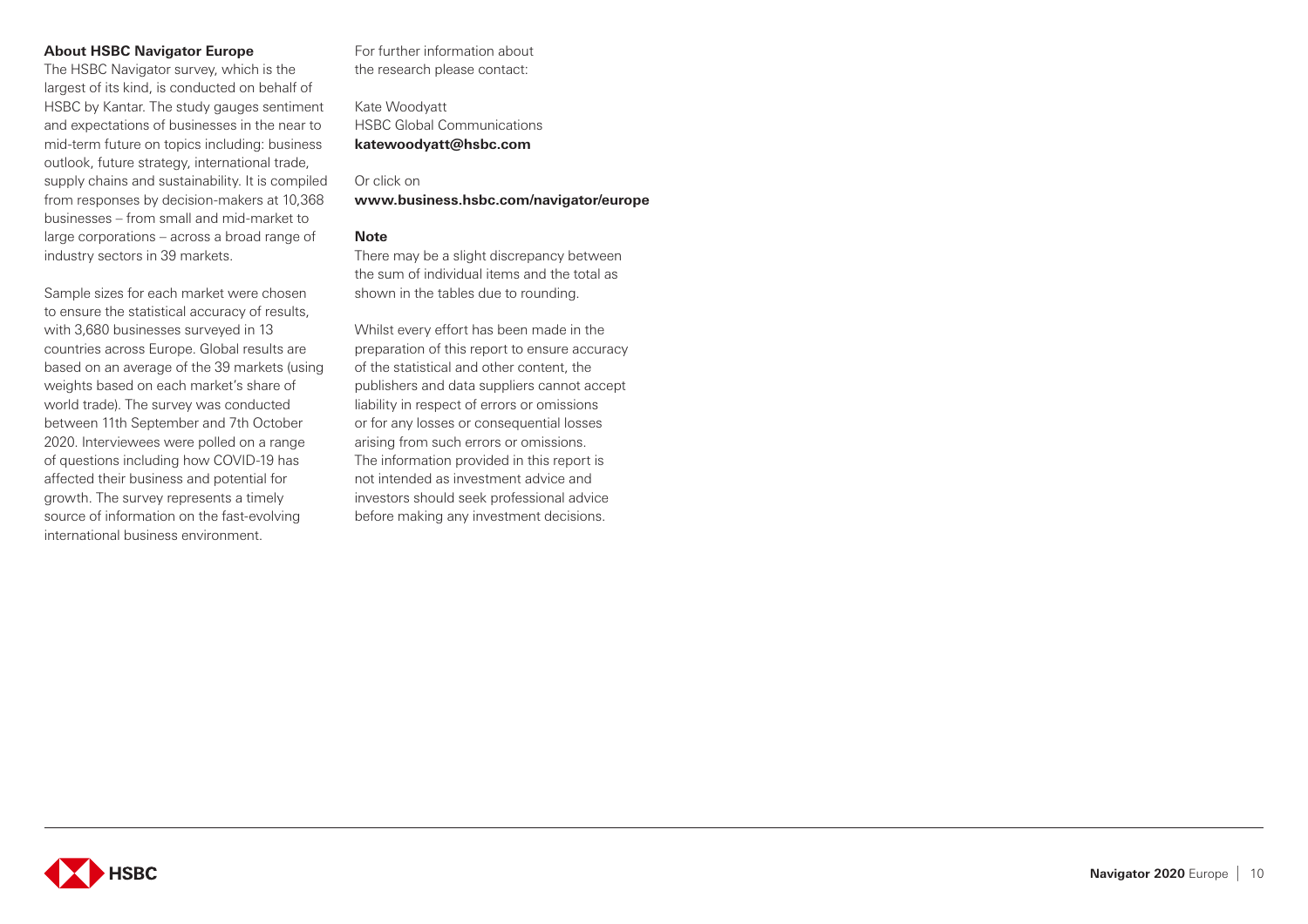### About HSBC Navigator Europe

The HSBC Navigator survey, which is the largest of its kind, is conducted on behalf of HSBC by Kantar. The study gauges sentiment and expectations of businesses in the near to mid-term future on topics including: business outlook, future strategy, international trade, supply chains and sustainability. It is compiled from responses by decision-makers at 10,368 businesses – from small and mid-market to large corporations – across a broad range of industry sectors in 39 markets.

Sample sizes for each market were chosen to ensure the statistical accuracy of results, with 3,680 businesses surveyed in 13 countries across Europe. Global results are based on an average of the 39 markets (using weights based on each market's share of world trade). The survey was conducted between 11th September and 7th October 2020. Interviewees were polled on a range of questions including how COVID-19 has affected their business and potential for growth. The survey represents a timely source of information on the fast-evolving international business environment.

For further information about the research please contact:

Kate Woodyatt
HSBC Global Communications
**katewoodyatt@hsbc.com**

Or click on
**www.business.hsbc.com/navigator/europe**

**Note**

There may be a slight discrepancy between the sum of individual items and the total as shown in the tables due to rounding.

Whilst every effort has been made in the preparation of this report to ensure accuracy of the statistical and other content, the publishers and data suppliers cannot accept liability in respect of errors or omissions or for any losses or consequential losses arising from such errors or omissions. The information provided in this report is not intended as investment advice and investors should seek professional advice before making any investment decisions.